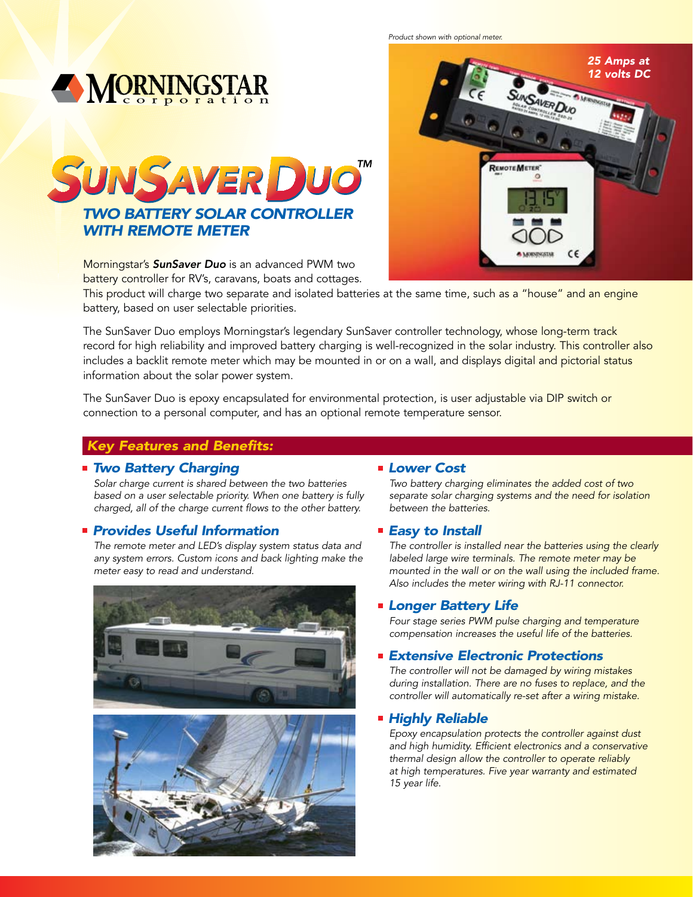Product shown with optional meter.

25 Amps at 12 volts DC

MORNINGSTAR corporation

# SUNSAVER DUO™

## TWO BATTERY SOLAR CONTROLLER WITH REMOTE METER

Morningstar's ***SunSaver Duo*** is an advanced PWM two battery controller for RV's, caravans, boats and cottages. This product will charge two separate and isolated batteries at the same time, such as a "house" and an engine battery, based on user selectable priorities.

The SunSaver Duo employs Morningstar's legendary SunSaver controller technology, whose long-term track record for high reliability and improved battery charging is well-recognized in the solar industry. This controller also includes a backlit remote meter which may be mounted in or on a wall, and displays digital and pictorial status information about the solar power system.

The SunSaver Duo is epoxy encapsulated for environmental protection, is user adjustable via DIP switch or connection to a personal computer, and has an optional remote temperature sensor.

## Key Features and Benefits:

### Two Battery Charging

*Solar charge current is shared between the two batteries based on a user selectable priority. When one battery is fully charged, all of the charge current flows to the other battery.*

### Provides Useful Information

*The remote meter and LED's display system status data and any system errors. Custom icons and back lighting make the meter easy to read and understand.*

### Lower Cost

*Two battery charging eliminates the added cost of two separate solar charging systems and the need for isolation between the batteries.*

### Easy to Install

*The controller is installed near the batteries using the clearly labeled large wire terminals. The remote meter may be mounted in the wall or on the wall using the included frame. Also includes the meter wiring with RJ-11 connector.*

### Longer Battery Life

*Four stage series PWM pulse charging and temperature compensation increases the useful life of the batteries.*

### Extensive Electronic Protections

*The controller will not be damaged by wiring mistakes during installation. There are no fuses to replace, and the controller will automatically re-set after a wiring mistake.*

### Highly Reliable

*Epoxy encapsulation protects the controller against dust and high humidity. Efficient electronics and a conservative thermal design allow the controller to operate reliably at high temperatures. Five year warranty and estimated 15 year life.*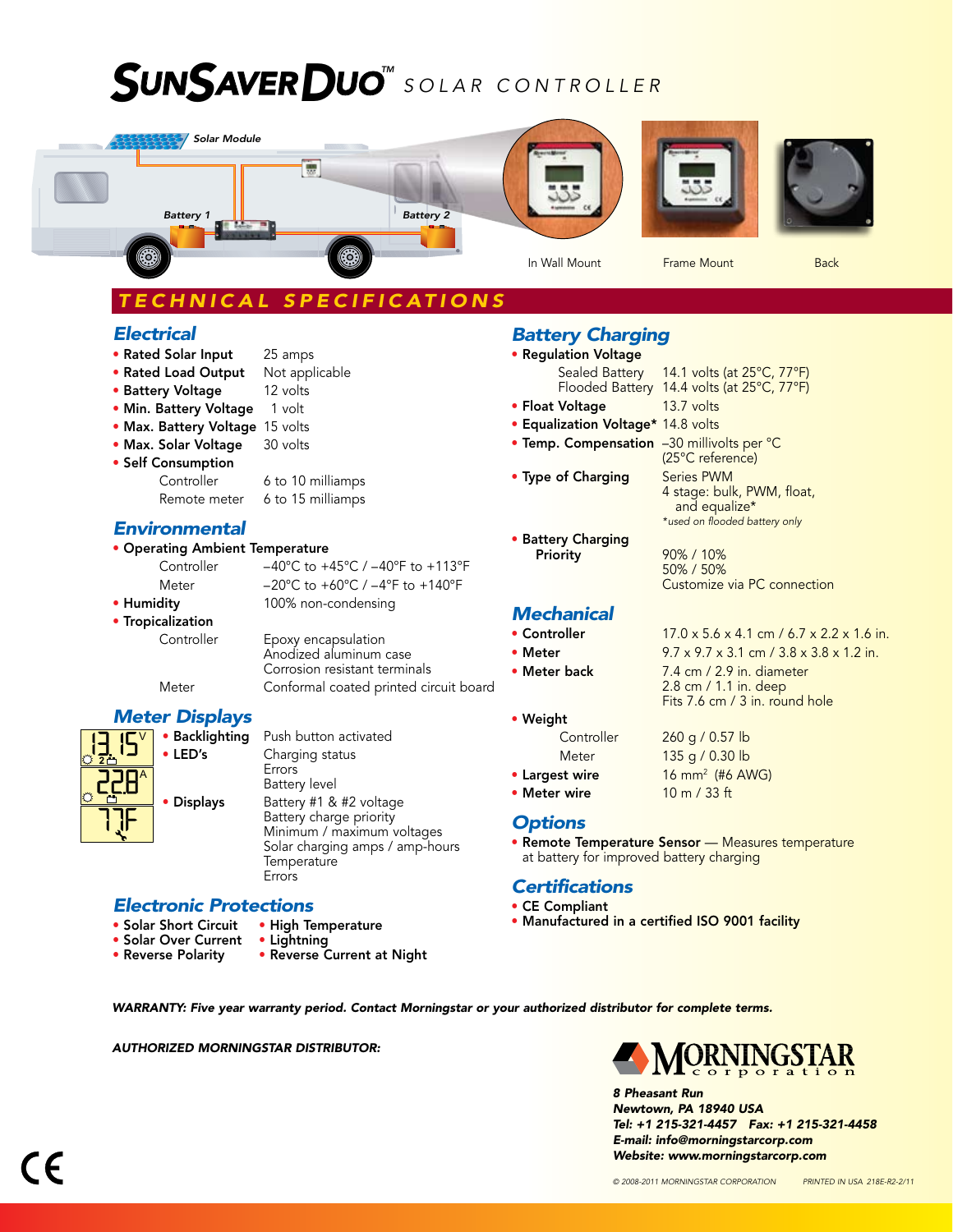# SunSaverDuo™ SOLAR CONTROLLER

Solar Module

Battery 1

Battery 2

In Wall Mount

Frame Mount

Back

## TECHNICAL SPECIFICATIONS

### Electrical

| | |
|---|---|
| • **Rated Solar Input** | 25 amps |
| • **Rated Load Output** | Not applicable |
| • **Battery Voltage** | 12 volts |
| • **Min. Battery Voltage** | 1 volt |
| • **Max. Battery Voltage** | 15 volts |
| • **Max. Solar Voltage** | 30 volts |
| • **Self Consumption** | |
| Controller | 6 to 10 milliamps |
| Remote meter | 6 to 15 milliamps |

### Environmental

| | |
|---|---|
| • **Operating Ambient Temperature** | |
| Controller | –40°C to +45°C / –40°F to +113°F |
| Meter | –20°C to +60°C / –4°F to +140°F |
| • **Humidity** | 100% non-condensing |
| • **Tropicalization** | |
| Controller | Epoxy encapsulation<br>Anodized aluminum case<br>Corrosion resistant terminals |
| Meter | Conformal coated printed circuit board |

### Meter Displays

13.15 V
22.8 A
77F

| | |
|---|---|
| • **Backlighting** | Push button activated |
| • **LED's** | Charging status<br>Errors<br>Battery level |
| • **Displays** | Battery #1 & #2 voltage<br>Battery charge priority<br>Minimum / maximum voltages<br>Solar charging amps / amp-hours<br>Temperature<br>Errors |

### Electronic Protections

- **Solar Short Circuit**
- **Solar Over Current**
- **Reverse Polarity**
- **High Temperature**
- **Lightning**
- **Reverse Current at Night**

### Battery Charging

| | |
|---|---|
| • **Regulation Voltage** | |
| Sealed Battery | 14.1 volts (at 25°C, 77°F) |
| Flooded Battery | 14.4 volts (at 25°C, 77°F) |
| • **Float Voltage** | 13.7 volts |
| • **Equalization Voltage*** | 14.8 volts |
| • **Temp. Compensation** | –30 millivolts per °C (25°C reference) |
| • **Type of Charging** | Series PWM<br>4 stage: bulk, PWM, float, and equalize*<br>*used on flooded battery only* |
| • **Battery Charging Priority** | 90% / 10%<br>50% / 50%<br>Customize via PC connection |

### Mechanical

| | |
|---|---|
| • **Controller** | 17.0 x 5.6 x 4.1 cm / 6.7 x 2.2 x 1.6 in. |
| • **Meter** | 9.7 x 9.7 x 3.1 cm / 3.8 x 3.8 x 1.2 in. |
| • **Meter back** | 7.4 cm / 2.9 in. diameter<br>2.8 cm / 1.1 in. deep<br>Fits 7.6 cm / 3 in. round hole |
| • **Weight** | |
| Controller | 260 g / 0.57 lb |
| Meter | 135 g / 0.30 lb |
| • **Largest wire** | 16 $mm^2$ (#6 AWG) |
| • **Meter wire** | 10 m / 33 ft |

### Options

- **Remote Temperature Sensor** — Measures temperature at battery for improved battery charging

### Certifications

- **CE Compliant**
- **Manufactured in a certified ISO 9001 facility**

***WARRANTY: Five year warranty period. Contact Morningstar or your authorized distributor for complete terms.***

***AUTHORIZED MORNINGSTAR DISTRIBUTOR:***

MORNINGSTAR corporation

***8 Pheasant Run***
***Newtown, PA 18940 USA***
***Tel: +1 215-321-4457 Fax: +1 215-321-4458***
***E-mail: info@morningstarcorp.com***
***Website: www.morningstarcorp.com***

CE

*© 2008-2011 MORNINGSTAR CORPORATION* PRINTED IN USA 218E-R2-2/11